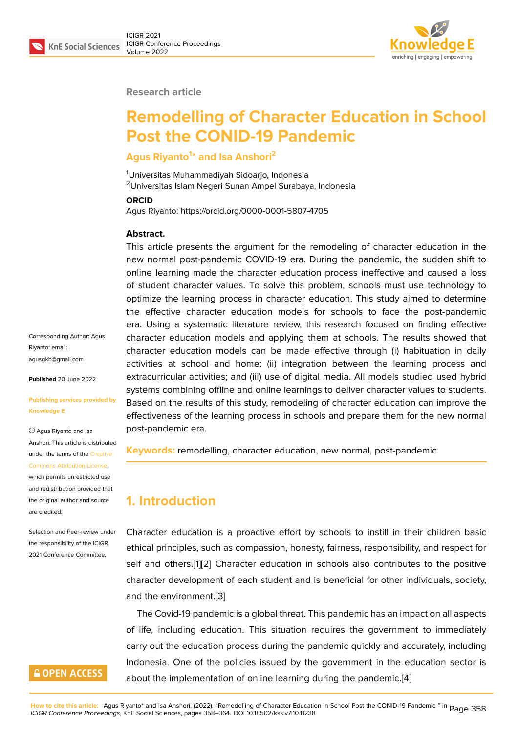Research article

# Remodelling of Character Education in School Post the CONID-19 Pandemic

**Agus Riyanto[1]* and Isa Anshori[2]**

[1]Universitas Muhammadiyah Sidoarjo, Indonesia
[2]Universitas Islam Negeri Sunan Ampel Surabaya, Indonesia

**ORCID**
Agus Riyanto: https://orcid.org/0000-0001-5807-4705

Corresponding Author: Agus Riyanto; email: agusgkb@gmail.com

**Published** 20 June 2022

**Publishing services provided by Knowledge E**

© Agus Riyanto and Isa Anshori. This article is distributed under the terms of the Creative Commons Attribution License, which permits unrestricted use and redistribution provided that the original author and source are credited.

Selection and Peer-review under the responsibility of the ICIGR 2021 Conference Committee.

**Abstract.**
This article presents the argument for the remodeling of character education in the new normal post-pandemic COVID-19 era. During the pandemic, the sudden shift to online learning made the character education process ineffective and caused a loss of student character values. To solve this problem, schools must use technology to optimize the learning process in character education. This study aimed to determine the effective character education models for schools to face the post-pandemic era. Using a systematic literature review, this research focused on finding effective character education models and applying them at schools. The results showed that character education models can be made effective through (i) habituation in daily activities at school and home; (ii) integration between the learning process and extracurricular activities; and (iii) use of digital media. All models studied used hybrid systems combining offline and online learnings to deliver character values to students. Based on the results of this study, remodeling of character education can improve the effectiveness of the learning process in schools and prepare them for the new normal post-pandemic era.

**Keywords:** remodelling, character education, new normal, post-pandemic

## 1. Introduction

Character education is a proactive effort by schools to instill in their children basic ethical principles, such as compassion, honesty, fairness, responsibility, and respect for self and others.[1][2] Character education in schools also contributes to the positive character development of each student and is beneficial for other individuals, society, and the environment.[3]

The Covid-19 pandemic is a global threat. This pandemic has an impact on all aspects of life, including education. This situation requires the government to immediately carry out the education process during the pandemic quickly and accurately, including Indonesia. One of the policies issued by the government in the education sector is about the implementation of online learning during the pandemic.[4]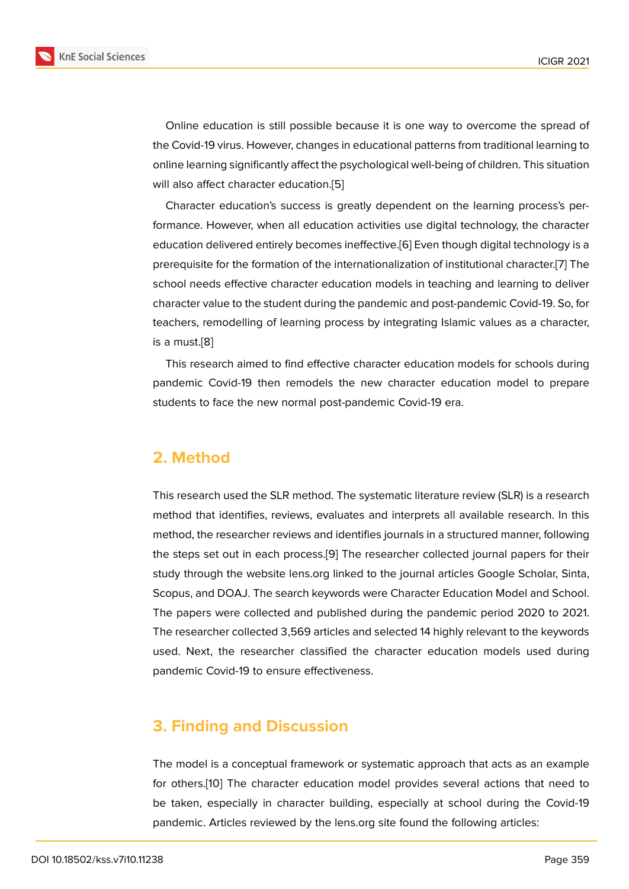Online education is still possible because it is one way to overcome the spread of the Covid-19 virus. However, changes in educational patterns from traditional learning to online learning significantly affect the psychological well-being of children. This situation will also affect character education.[5]

Character education's success is greatly dependent on the learning process's performance. However, when all education activities use digital technology, the character education delivered entirely becomes ineffective.[6] Even though digital technology is a prerequisite for the formation of the internationalization of institutional character.[7] The school needs effective character education models in teaching and learning to deliver character value to the student during the pandemic and post-pandemic Covid-19. So, for teachers, remodelling of learning process by integrating Islamic values as a character, is a must.[8]

This research aimed to find effective character education models for schools during pandemic Covid-19 then remodels the new character education model to prepare students to face the new normal post-pandemic Covid-19 era.

## 2. Method

This research used the SLR method. The systematic literature review (SLR) is a research method that identifies, reviews, evaluates and interprets all available research. In this method, the researcher reviews and identifies journals in a structured manner, following the steps set out in each process.[9] The researcher collected journal papers for their study through the website lens.org linked to the journal articles Google Scholar, Sinta, Scopus, and DOAJ. The search keywords were Character Education Model and School. The papers were collected and published during the pandemic period 2020 to 2021. The researcher collected 3,569 articles and selected 14 highly relevant to the keywords used. Next, the researcher classified the character education models used during pandemic Covid-19 to ensure effectiveness.

## 3. Finding and Discussion

The model is a conceptual framework or systematic approach that acts as an example for others.[10] The character education model provides several actions that need to be taken, especially in character building, especially at school during the Covid-19 pandemic. Articles reviewed by the lens.org site found the following articles: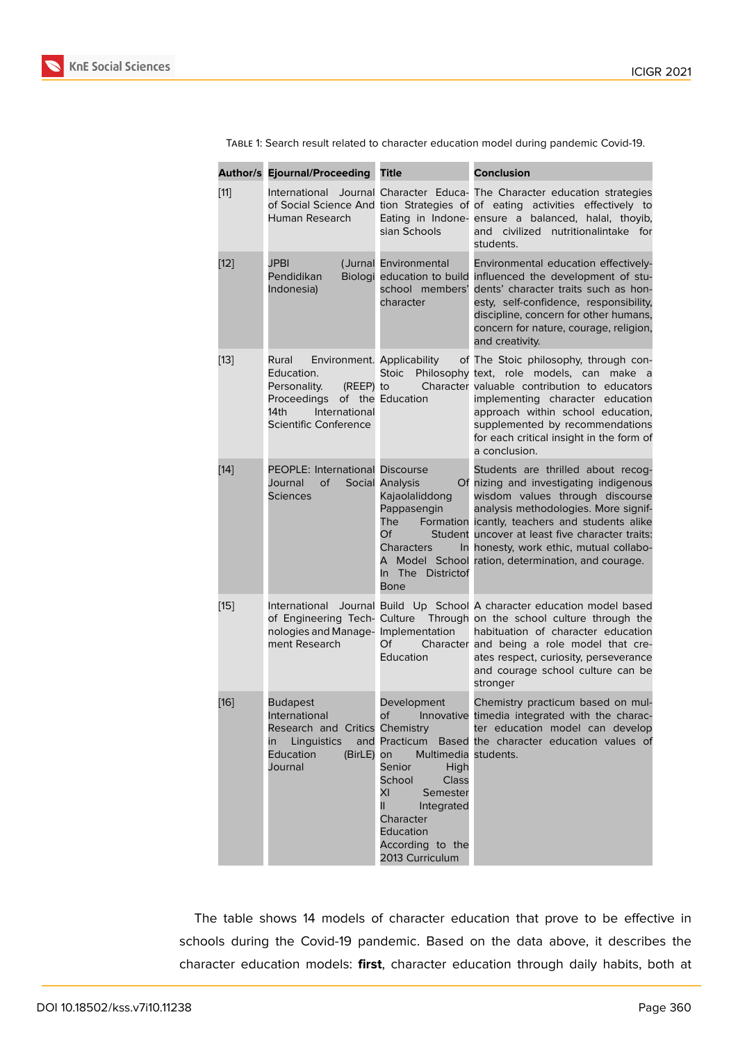Table 1: Search result related to character education model during pandemic Covid-19.

| Author/s | Ejournal/Proceeding | Title | Conclusion |
|---|---|---|---|
| [11] | International Journal of Social Science And Human Research | Character Education Strategies of Eating in Indonesian Schools | The Character education strategies of eating activities effectively to ensure a balanced, halal, thoyib, and civilized nutritionalintake for students. |
| [12] | JPBI (Jurnal Pendidikan Biologi Indonesia) | Environmental education to build school members' character | Environmental education effectively-influenced the development of students' character traits such as honesty, self-confidence, responsibility, discipline, concern for other humans, concern for nature, courage, religion, and creativity. |
| [13] | Rural Environment. Education. Personality. (REEP) Proceedings of the 14th International Scientific Conference | Applicability of Stoic Philosophy to Character Education | The Stoic philosophy, through context, role models, can make a valuable contribution to educators implementing character education approach within school education, supplemented by recommendations for each critical insight in the form of a conclusion. |
| [14] | PEOPLE: International Journal of Social Sciences | Discourse Analysis Of Kajaolaliddong Pappasengin The Formation Of Student Characters In A Model School In The Districtof Bone | Students are thrilled about recognizing and investigating indigenous wisdom values through discourse analysis methodologies. More significantly, teachers and students alike uncover at least five character traits: honesty, work ethic, mutual collaboration, determination, and courage. |
| [15] | International Journal of Engineering Technologies and Management Research | Build Up School Culture Through Implementation Of Character Education | A character education model based on the school culture through the habituation of character education and being a role model that creates respect, curiosity, perseverance and courage school culture can be stronger |
| [16] | Budapest International Research and Critics in Linguistics and Education (BirLE) Journal | Development of Innovative Chemistry Practicum Based on Multimedia Senior High School Class XI Semester II Integrated Character Education According to the 2013 Curriculum | Chemistry practicum based on multimedia integrated with the character education model can develop the character education values of students. |

The table shows 14 models of character education that prove to be effective in schools during the Covid-19 pandemic. Based on the data above, it describes the character education models: **first**, character education through daily habits, both at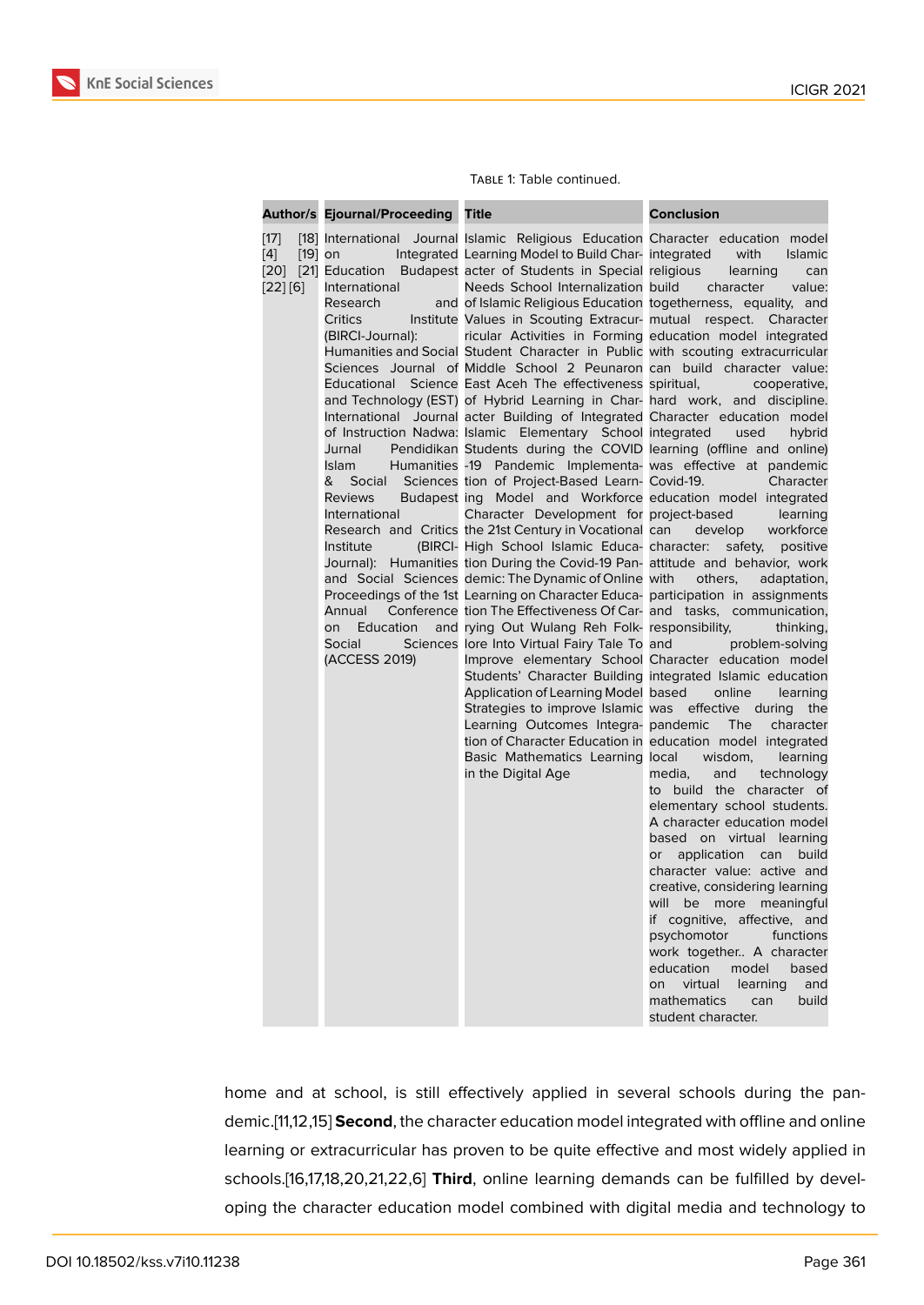Table 1: Table continued.

| Author/s | Ejournal/Proceeding | Title | Conclusion |
|---|---|---|---|
| [17] [18] [4] [19] [20] [21] [22] [6] | International Journal on Integrated Education Budapest International Research and Critics Institute (BIRCI-Journal): Humanities and Social Sciences Journal of Educational Science and Technology (EST) International Journal of Instruction Nadwa: Jurnal Pendidikan Islam Humanities & Social Sciences Reviews Budapest International Research and Critics Institute (BIRCI-Journal): Humanities and Social Sciences Proceedings of the 1st Annual Conference on Education and Social Sciences (ACCESS 2019) | Islamic Religious Education Learning Model to Build Character of Students in Special Needs School Internalization of Islamic Religious Education Values in Scouting Extracurricular Activities in Forming Student Character in Public Middle School 2 Peunaron East Aceh The effectiveness of Hybrid Learning in Character Building of Integrated Islamic Elementary School Students during the COVID -19 Pandemic Implementation of Project-Based Learning Model and Workforce Character Development for the 21st Century in Vocational High School Islamic Education During the Covid-19 Pandemic: The Dynamic of Online Learning on Character Education The Effectiveness Of Carrying Out Wulang Reh Folklore Into Virtual Fairy Tale To Improve elementary School Students' Character Building Application of Learning Model Strategies to improve Islamic Learning Outcomes Integration of Character Education in Basic Mathematics Learning in the Digital Age | Character education model integrated with Islamic religious learning can build character value: togetherness, equality, and mutual respect. Character education model integrated with scouting extracurricular can build character value: spiritual, cooperative, hard work, and discipline. Character education model integrated used hybrid learning (offline and online) was effective at pandemic Covid-19. Character education model integrated project-based learning can develop workforce character: safety, positive attitude and behavior, work with others, adaptation, participation in assignments and tasks, communication, responsibility, thinking, and problem-solving Character education model integrated Islamic education based online learning was effective during the pandemic The character education model integrated local wisdom, learning media, and technology to build the character of elementary school students. A character education model based on virtual learning or application can build character value: active and creative, considering learning will be more meaningful if cognitive, affective, and psychomotor functions work together.. A character education model based on virtual learning and mathematics can build student character. |

home and at school, is still effectively applied in several schools during the pandemic.[11,12,15] **Second**, the character education model integrated with offline and online learning or extracurricular has proven to be quite effective and most widely applied in schools.[16,17,18,20,21,22,6] **Third**, online learning demands can be fulfilled by developing the character education model combined with digital media and technology to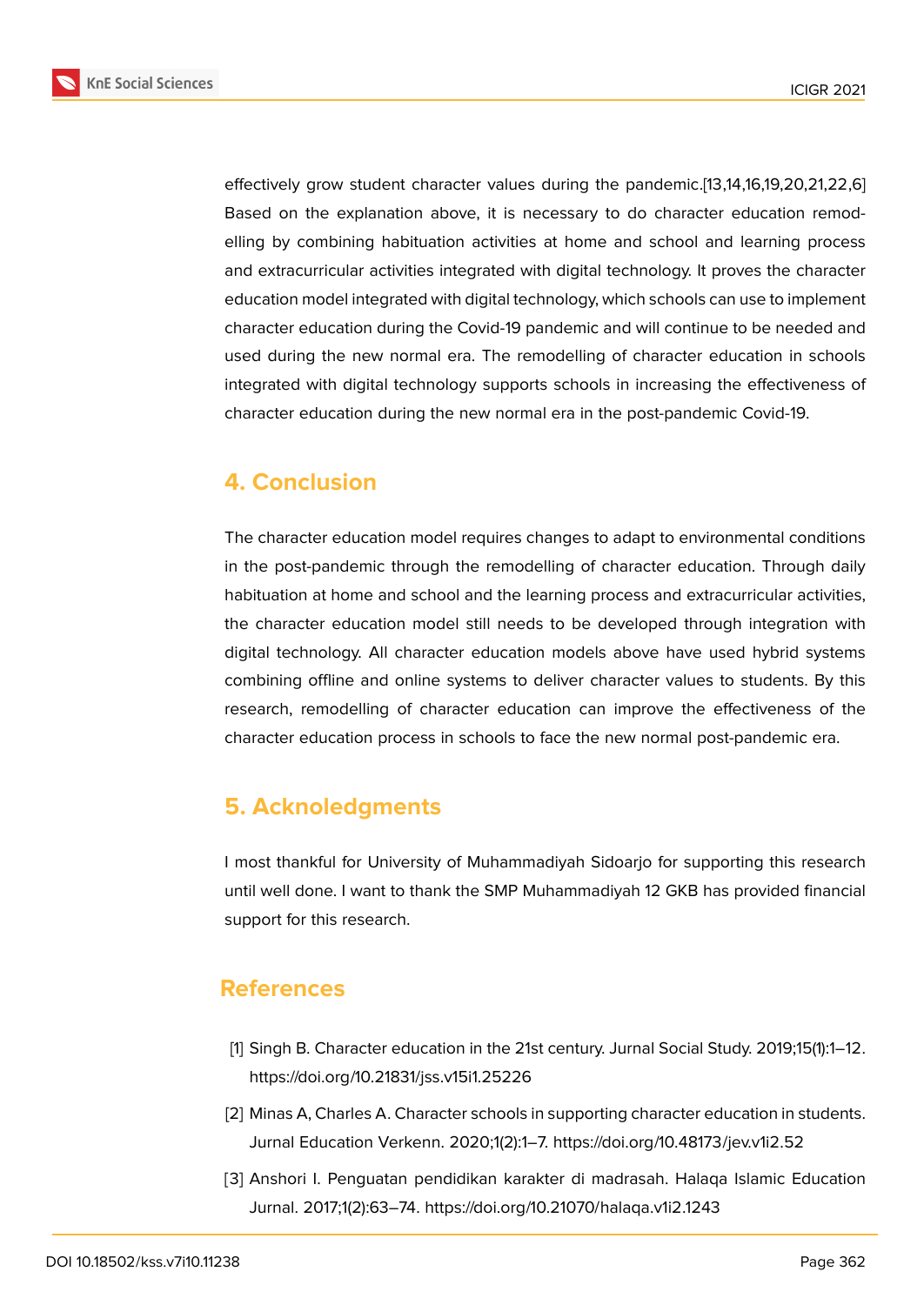effectively grow student character values during the pandemic.[13,14,16,19,20,21,22,6] Based on the explanation above, it is necessary to do character education remodelling by combining habituation activities at home and school and learning process and extracurricular activities integrated with digital technology. It proves the character education model integrated with digital technology, which schools can use to implement character education during the Covid-19 pandemic and will continue to be needed and used during the new normal era. The remodelling of character education in schools integrated with digital technology supports schools in increasing the effectiveness of character education during the new normal era in the post-pandemic Covid-19.

## 4. Conclusion

The character education model requires changes to adapt to environmental conditions in the post-pandemic through the remodelling of character education. Through daily habituation at home and school and the learning process and extracurricular activities, the character education model still needs to be developed through integration with digital technology. All character education models above have used hybrid systems combining offline and online systems to deliver character values to students. By this research, remodelling of character education can improve the effectiveness of the character education process in schools to face the new normal post-pandemic era.

## 5. Acknoledgments

I most thankful for University of Muhammadiyah Sidoarjo for supporting this research until well done. I want to thank the SMP Muhammadiyah 12 GKB has provided financial support for this research.

## References

[1] Singh B. Character education in the 21st century. Jurnal Social Study. 2019;15(1):1–12. https://doi.org/10.21831/jss.v15i1.25226

[2] Minas A, Charles A. Character schools in supporting character education in students. Jurnal Education Verkenn. 2020;1(2):1–7. https://doi.org/10.48173/jev.v1i2.52

[3] Anshori I. Penguatan pendidikan karakter di madrasah. Halaqa Islamic Education Jurnal. 2017;1(2):63–74. https://doi.org/10.21070/halaqa.v1i2.1243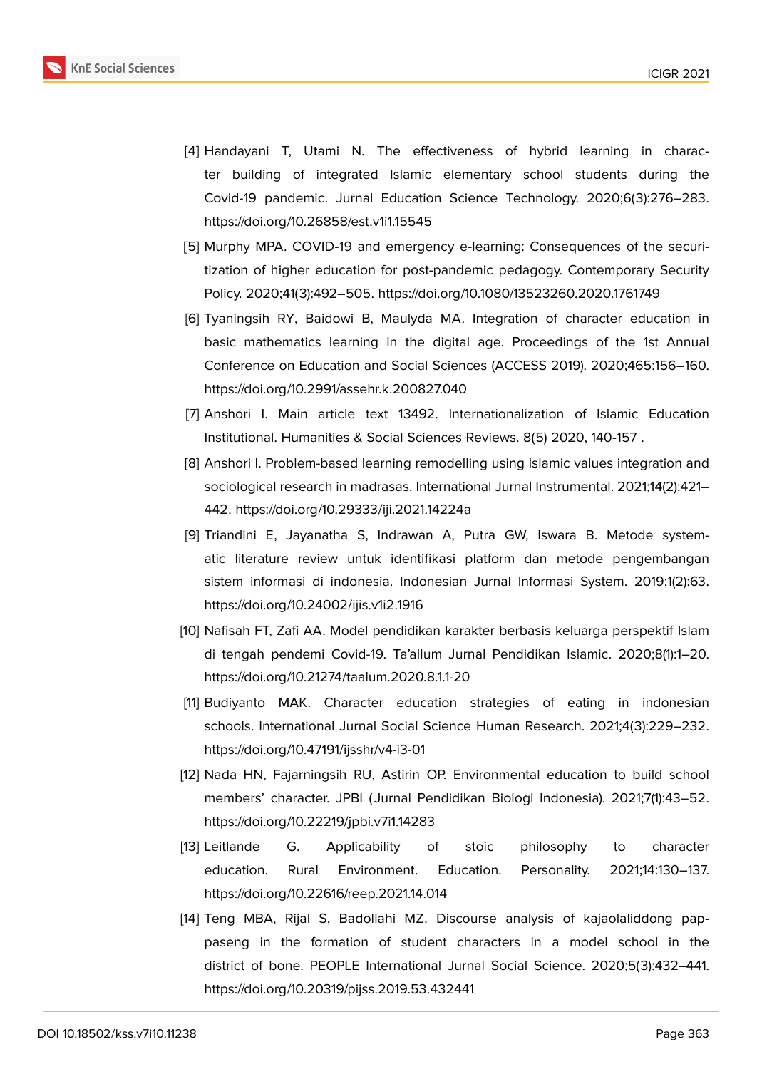[4] Handayani T, Utami N. The effectiveness of hybrid learning in character building of integrated Islamic elementary school students during the Covid-19 pandemic. Jurnal Education Science Technology. 2020;6(3):276–283. https://doi.org/10.26858/est.v1i1.15545

[5] Murphy MPA. COVID-19 and emergency e-learning: Consequences of the securitization of higher education for post-pandemic pedagogy. Contemporary Security Policy. 2020;41(3):492–505. https://doi.org/10.1080/13523260.2020.1761749

[6] Tyaningsih RY, Baidowi B, Maulyda MA. Integration of character education in basic mathematics learning in the digital age. Proceedings of the 1st Annual Conference on Education and Social Sciences (ACCESS 2019). 2020;465:156–160. https://doi.org/10.2991/assehr.k.200827.040

[7] Anshori I. Main article text 13492. Internationalization of Islamic Education Institutional. Humanities & Social Sciences Reviews. 8(5) 2020, 140-157 .

[8] Anshori I. Problem-based learning remodelling using Islamic values integration and sociological research in madrasas. International Jurnal Instrumental. 2021;14(2):421–442. https://doi.org/10.29333/iji.2021.14224a

[9] Triandini E, Jayanatha S, Indrawan A, Putra GW, Iswara B. Metode systematic literature review untuk identifikasi platform dan metode pengembangan sistem informasi di indonesia. Indonesian Jurnal Informasi System. 2019;1(2):63. https://doi.org/10.24002/ijis.v1i2.1916

[10] Nafisah FT, Zafi AA. Model pendidikan karakter berbasis keluarga perspektif Islam di tengah pendemi Covid-19. Ta'allum Jurnal Pendidikan Islamic. 2020;8(1):1–20. https://doi.org/10.21274/taalum.2020.8.1.1-20

[11] Budiyanto MAK. Character education strategies of eating in indonesian schools. International Jurnal Social Science Human Research. 2021;4(3):229–232. https://doi.org/10.47191/ijsshr/v4-i3-01

[12] Nada HN, Fajarningsih RU, Astirin OP. Environmental education to build school members' character. JPBI (Jurnal Pendidikan Biologi Indonesia). 2021;7(1):43–52. https://doi.org/10.22219/jpbi.v7i1.14283

[13] Leitlande G. Applicability of stoic philosophy to character education. Rural Environment. Education. Personality. 2021;14:130–137. https://doi.org/10.22616/reep.2021.14.014

[14] Teng MBA, Rijal S, Badollahi MZ. Discourse analysis of kajaolaliddong pappaseng in the formation of student characters in a model school in the district of bone. PEOPLE International Jurnal Social Science. 2020;5(3):432–441. https://doi.org/10.20319/pijss.2019.53.432441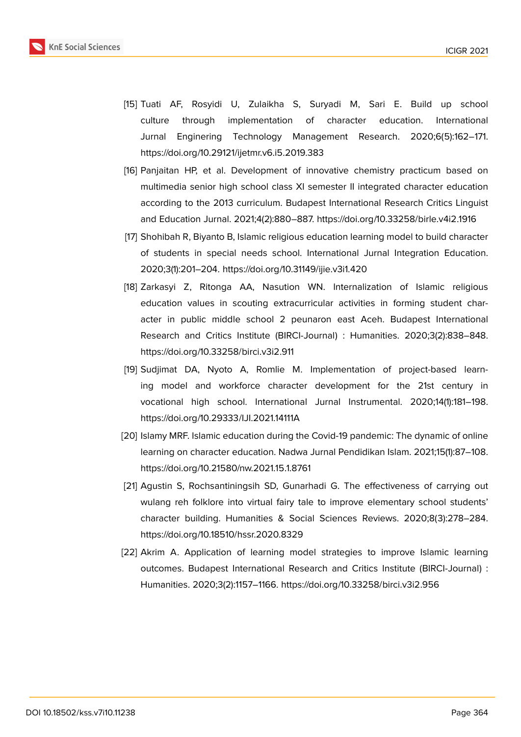[15] Tuati AF, Rosyidi U, Zulaikha S, Suryadi M, Sari E. Build up school culture through implementation of character education. International Jurnal Enginering Technology Management Research. 2020;6(5):162–171. https://doi.org/10.29121/ijetmr.v6.i5.2019.383

[16] Panjaitan HP, et al. Development of innovative chemistry practicum based on multimedia senior high school class XI semester II integrated character education according to the 2013 curriculum. Budapest International Research Critics Linguist and Education Jurnal. 2021;4(2):880–887. https://doi.org/10.33258/birle.v4i2.1916

[17] Shohibah R, Biyanto B, Islamic religious education learning model to build character of students in special needs school. International Jurnal Integration Education. 2020;3(1):201–204. https://doi.org/10.31149/ijie.v3i1.420

[18] Zarkasyi Z, Ritonga AA, Nasution WN. Internalization of Islamic religious education values in scouting extracurricular activities in forming student character in public middle school 2 peunaron east Aceh. Budapest International Research and Critics Institute (BIRCI-Journal) : Humanities. 2020;3(2):838–848. https://doi.org/10.33258/birci.v3i2.911

[19] Sudjimat DA, Nyoto A, Romlie M. Implementation of project-based learning model and workforce character development for the 21st century in vocational high school. International Jurnal Instrumental. 2020;14(1):181–198. https://doi.org/10.29333/IJI.2021.14111A

[20] Islamy MRF. Islamic education during the Covid-19 pandemic: The dynamic of online learning on character education. Nadwa Jurnal Pendidikan Islam. 2021;15(1):87–108. https://doi.org/10.21580/nw.2021.15.1.8761

[21] Agustin S, Rochsantiningsih SD, Gunarhadi G. The effectiveness of carrying out wulang reh folklore into virtual fairy tale to improve elementary school students' character building. Humanities & Social Sciences Reviews. 2020;8(3):278–284. https://doi.org/10.18510/hssr.2020.8329

[22] Akrim A. Application of learning model strategies to improve Islamic learning outcomes. Budapest International Research and Critics Institute (BIRCI-Journal) : Humanities. 2020;3(2):1157–1166. https://doi.org/10.33258/birci.v3i2.956